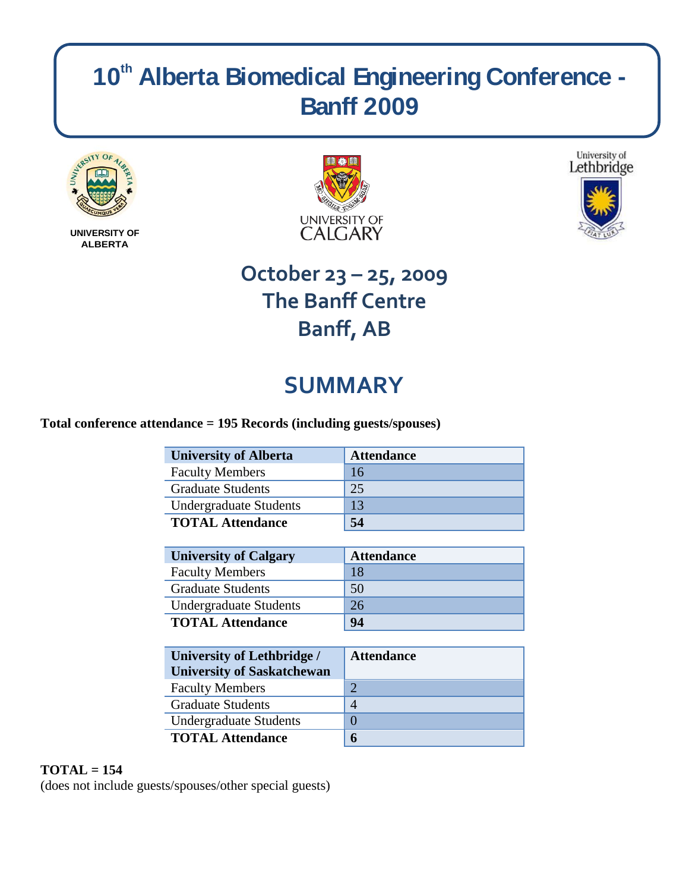# 10th Alberta Biomedical Engineering Conference - Banff 2009

UNIVERSITY OF ALBERTA

UNIVERSITY OF CALGARY

University of Lethbridge

## October 23 – 25, 2009
## The Banff Centre
## Banff, AB

# SUMMARY

**Total conference attendance = 195 Records (including guests/spouses)**

| University of Alberta | Attendance |
|---|---|
| Faculty Members | 16 |
| Graduate Students | 25 |
| Undergraduate Students | 13 |
| **TOTAL Attendance** | **54** |

| University of Calgary | Attendance |
|---|---|
| Faculty Members | 18 |
| Graduate Students | 50 |
| Undergraduate Students | 26 |
| **TOTAL Attendance** | **94** |

| University of Lethbridge / University of Saskatchewan | Attendance |
|---|---|
| Faculty Members | 2 |
| Graduate Students | 4 |
| Undergraduate Students | 0 |
| **TOTAL Attendance** | **6** |

**TOTAL = 154**
(does not include guests/spouses/other special guests)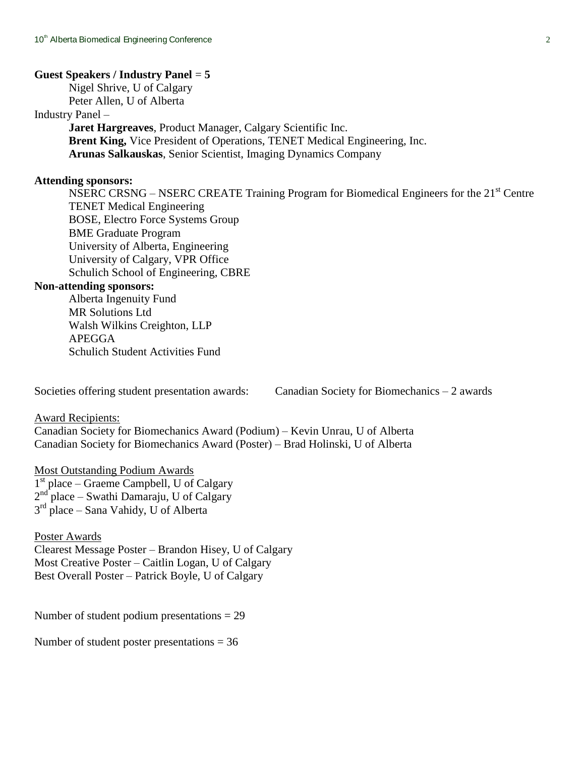**Guest Speakers / Industry Panel = 5**

Nigel Shrive, U of Calgary
Peter Allen, U of Alberta

Industry Panel –

**Jaret Hargreaves**, Product Manager, Calgary Scientific Inc.
**Brent King,** Vice President of Operations, TENET Medical Engineering, Inc.
**Arunas Salkauskas**, Senior Scientist, Imaging Dynamics Company

**Attending sponsors:**

NSERC CRSNG – NSERC CREATE Training Program for Biomedical Engineers for the 21st Centre
TENET Medical Engineering
BOSE, Electro Force Systems Group
BME Graduate Program
University of Alberta, Engineering
University of Calgary, VPR Office
Schulich School of Engineering, CBRE

**Non-attending sponsors:**

Alberta Ingenuity Fund
MR Solutions Ltd
Walsh Wilkins Creighton, LLP
APEGGA
Schulich Student Activities Fund

Societies offering student presentation awards: Canadian Society for Biomechanics – 2 awards

Award Recipients:

Canadian Society for Biomechanics Award (Podium) – Kevin Unrau, U of Alberta
Canadian Society for Biomechanics Award (Poster) – Brad Holinski, U of Alberta

Most Outstanding Podium Awards

1st place – Graeme Campbell, U of Calgary
2nd place – Swathi Damaraju, U of Calgary
3rd place – Sana Vahidy, U of Alberta

Poster Awards

Clearest Message Poster – Brandon Hisey, U of Calgary
Most Creative Poster – Caitlin Logan, U of Calgary
Best Overall Poster – Patrick Boyle, U of Calgary

Number of student podium presentations = 29

Number of student poster presentations = 36